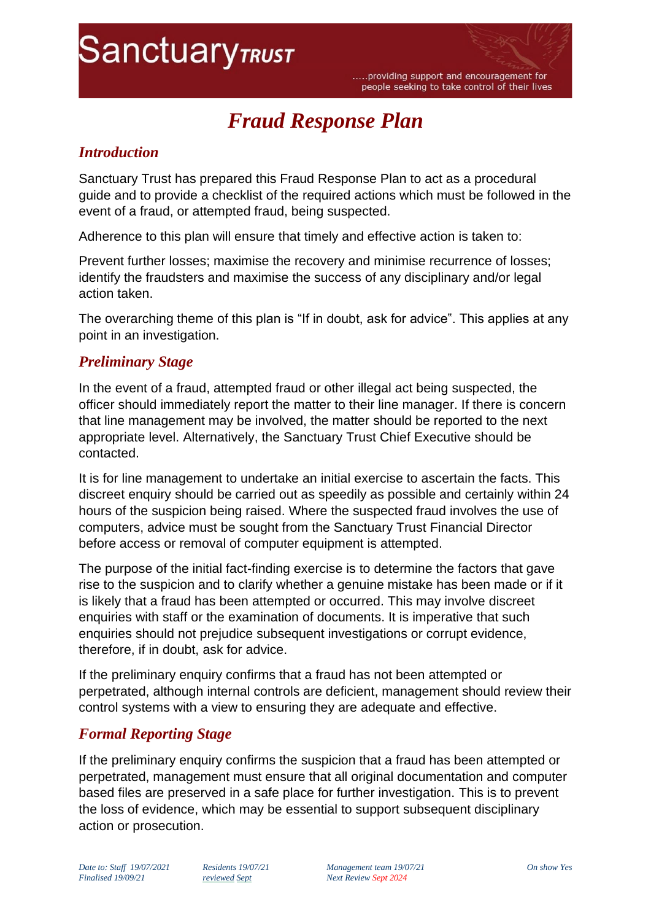# SanctuaryTRUST

.....providing support and encouragement for people seeking to take control of their lives

# *Fraud Response Plan*

## *Introduction*

Sanctuary Trust has prepared this Fraud Response Plan to act as a procedural guide and to provide a checklist of the required actions which must be followed in the event of a fraud, or attempted fraud, being suspected.

Adherence to this plan will ensure that timely and effective action is taken to:

Prevent further losses; maximise the recovery and minimise recurrence of losses; identify the fraudsters and maximise the success of any disciplinary and/or legal action taken.

The overarching theme of this plan is "If in doubt, ask for advice". This applies at any point in an investigation.

## *Preliminary Stage*

In the event of a fraud, attempted fraud or other illegal act being suspected, the officer should immediately report the matter to their line manager. If there is concern that line management may be involved, the matter should be reported to the next appropriate level. Alternatively, the Sanctuary Trust Chief Executive should be contacted.

It is for line management to undertake an initial exercise to ascertain the facts. This discreet enquiry should be carried out as speedily as possible and certainly within 24 hours of the suspicion being raised. Where the suspected fraud involves the use of computers, advice must be sought from the Sanctuary Trust Financial Director before access or removal of computer equipment is attempted.

The purpose of the initial fact-finding exercise is to determine the factors that gave rise to the suspicion and to clarify whether a genuine mistake has been made or if it is likely that a fraud has been attempted or occurred. This may involve discreet enquiries with staff or the examination of documents. It is imperative that such enquiries should not prejudice subsequent investigations or corrupt evidence, therefore, if in doubt, ask for advice.

If the preliminary enquiry confirms that a fraud has not been attempted or perpetrated, although internal controls are deficient, management should review their control systems with a view to ensuring they are adequate and effective.

## *Formal Reporting Stage*

If the preliminary enquiry confirms the suspicion that a fraud has been attempted or perpetrated, management must ensure that all original documentation and computer based files are preserved in a safe place for further investigation. This is to prevent the loss of evidence, which may be essential to support subsequent disciplinary action or prosecution.

*Date to: Staff 19/07/2021 Finalised 19/09/21* *Residents 19/07/21 reviewed Sept* *Management team 19/07/21 Next Review Sept 2024* *On show Yes*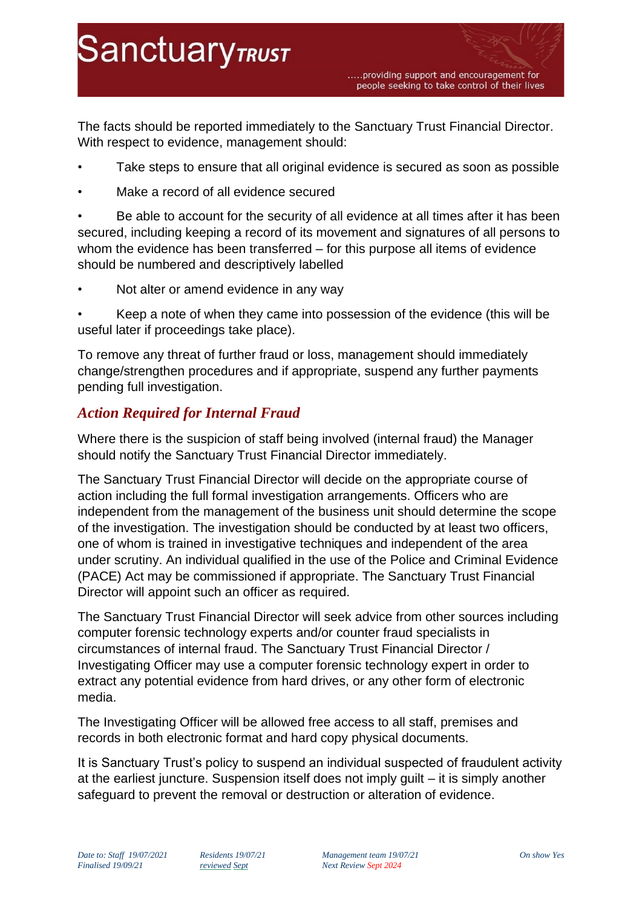The facts should be reported immediately to the Sanctuary Trust Financial Director. With respect to evidence, management should:

- Take steps to ensure that all original evidence is secured as soon as possible
- Make a record of all evidence secured
- Be able to account for the security of all evidence at all times after it has been secured, including keeping a record of its movement and signatures of all persons to whom the evidence has been transferred – for this purpose all items of evidence should be numbered and descriptively labelled
- Not alter or amend evidence in any way
- Keep a note of when they came into possession of the evidence (this will be useful later if proceedings take place).

To remove any threat of further fraud or loss, management should immediately change/strengthen procedures and if appropriate, suspend any further payments pending full investigation.

## *Action Required for Internal Fraud*

Where there is the suspicion of staff being involved (internal fraud) the Manager should notify the Sanctuary Trust Financial Director immediately.

The Sanctuary Trust Financial Director will decide on the appropriate course of action including the full formal investigation arrangements. Officers who are independent from the management of the business unit should determine the scope of the investigation. The investigation should be conducted by at least two officers, one of whom is trained in investigative techniques and independent of the area under scrutiny. An individual qualified in the use of the Police and Criminal Evidence (PACE) Act may be commissioned if appropriate. The Sanctuary Trust Financial Director will appoint such an officer as required.

The Sanctuary Trust Financial Director will seek advice from other sources including computer forensic technology experts and/or counter fraud specialists in circumstances of internal fraud. The Sanctuary Trust Financial Director / Investigating Officer may use a computer forensic technology expert in order to extract any potential evidence from hard drives, or any other form of electronic media.

The Investigating Officer will be allowed free access to all staff, premises and records in both electronic format and hard copy physical documents.

It is Sanctuary Trust's policy to suspend an individual suspected of fraudulent activity at the earliest juncture. Suspension itself does not imply guilt – it is simply another safeguard to prevent the removal or destruction or alteration of evidence.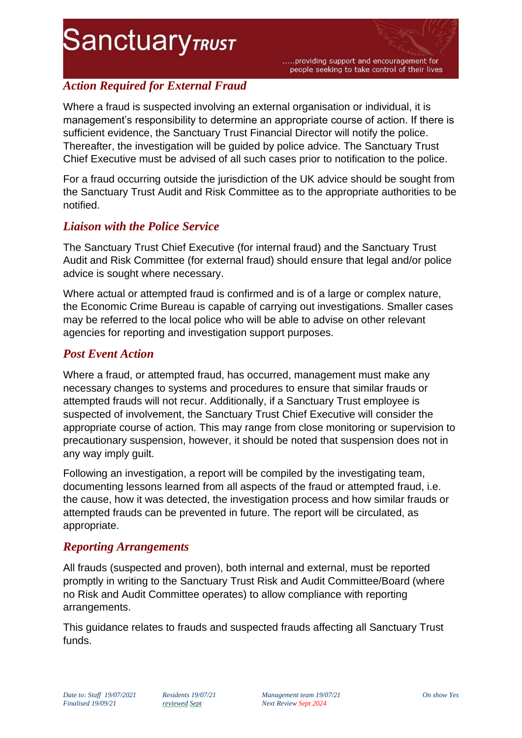## *Action Required for External Fraud*

Where a fraud is suspected involving an external organisation or individual, it is management's responsibility to determine an appropriate course of action. If there is sufficient evidence, the Sanctuary Trust Financial Director will notify the police. Thereafter, the investigation will be guided by police advice. The Sanctuary Trust Chief Executive must be advised of all such cases prior to notification to the police.

For a fraud occurring outside the jurisdiction of the UK advice should be sought from the Sanctuary Trust Audit and Risk Committee as to the appropriate authorities to be notified.

## *Liaison with the Police Service*

The Sanctuary Trust Chief Executive (for internal fraud) and the Sanctuary Trust Audit and Risk Committee (for external fraud) should ensure that legal and/or police advice is sought where necessary.

Where actual or attempted fraud is confirmed and is of a large or complex nature, the Economic Crime Bureau is capable of carrying out investigations. Smaller cases may be referred to the local police who will be able to advise on other relevant agencies for reporting and investigation support purposes.

## *Post Event Action*

Where a fraud, or attempted fraud, has occurred, management must make any necessary changes to systems and procedures to ensure that similar frauds or attempted frauds will not recur. Additionally, if a Sanctuary Trust employee is suspected of involvement, the Sanctuary Trust Chief Executive will consider the appropriate course of action. This may range from close monitoring or supervision to precautionary suspension, however, it should be noted that suspension does not in any way imply guilt.

Following an investigation, a report will be compiled by the investigating team, documenting lessons learned from all aspects of the fraud or attempted fraud, i.e. the cause, how it was detected, the investigation process and how similar frauds or attempted frauds can be prevented in future. The report will be circulated, as appropriate.

## *Reporting Arrangements*

All frauds (suspected and proven), both internal and external, must be reported promptly in writing to the Sanctuary Trust Risk and Audit Committee/Board (where no Risk and Audit Committee operates) to allow compliance with reporting arrangements.

This guidance relates to frauds and suspected frauds affecting all Sanctuary Trust funds.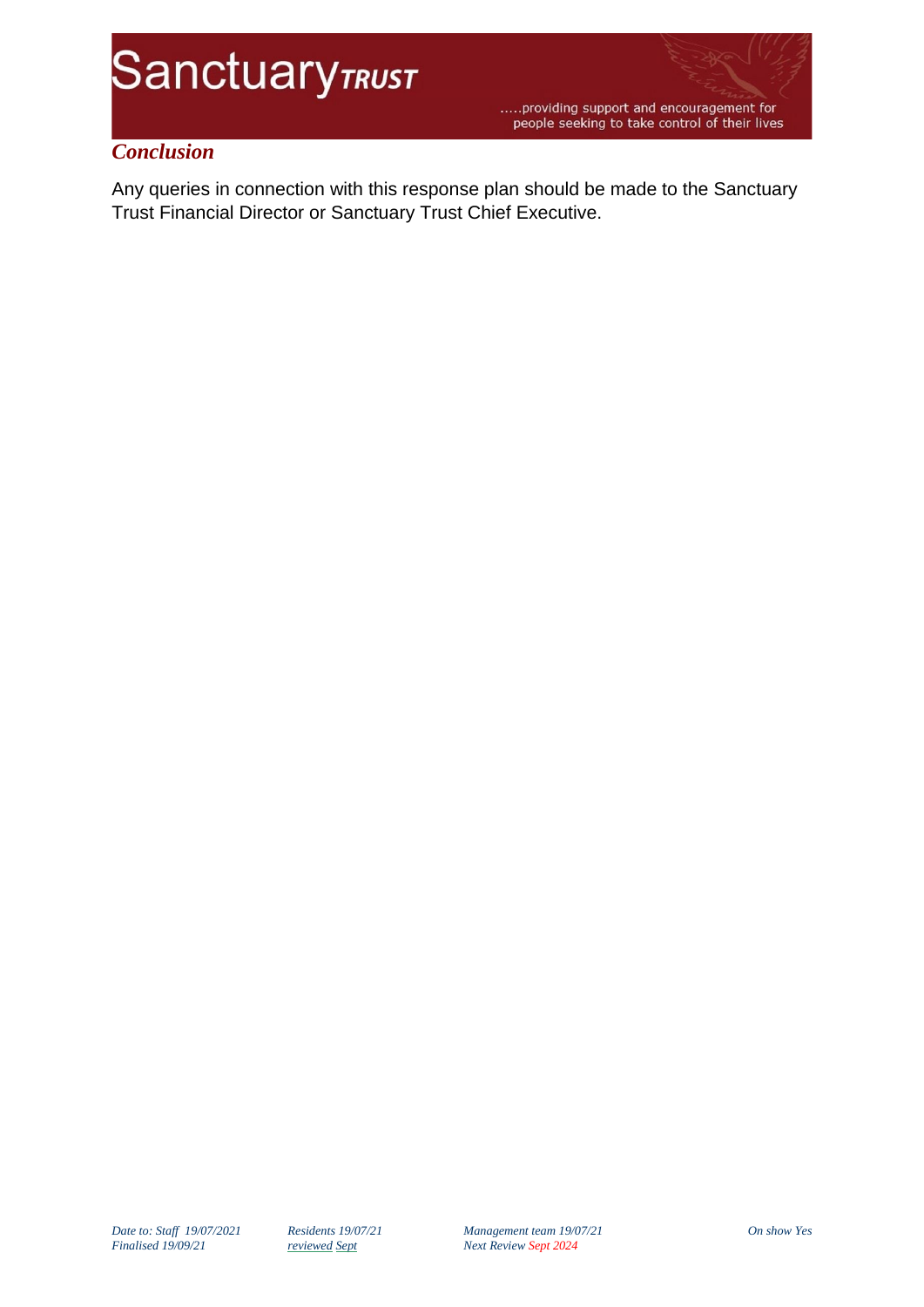## *Conclusion*

Any queries in connection with this response plan should be made to the Sanctuary Trust Financial Director or Sanctuary Trust Chief Executive.